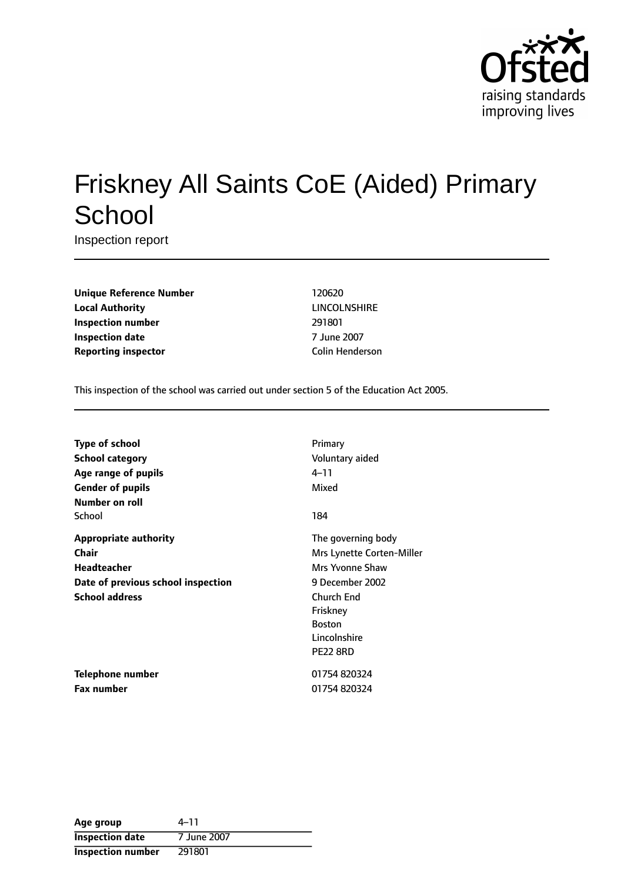# Friskney All Saints CoE (Aided) Primary School

Inspection report

| | |
|---|---|
| **Unique Reference Number** | 120620 |
| **Local Authority** | LINCOLNSHIRE |
| **Inspection number** | 291801 |
| **Inspection date** | 7 June 2007 |
| **Reporting inspector** | Colin Henderson |

This inspection of the school was carried out under section 5 of the Education Act 2005.

| | |
|---|---|
| **Type of school** | Primary |
| **School category** | Voluntary aided |
| **Age range of pupils** | 4–11 |
| **Gender of pupils** | Mixed |
| **Number on roll** | |
| School | 184 |
| **Appropriate authority** | The governing body |
| **Chair** | Mrs Lynette Corten-Miller |
| **Headteacher** | Mrs Yvonne Shaw |
| **Date of previous school inspection** | 9 December 2002 |
| **School address** | Church End<br>Friskney<br>Boston<br>Lincolnshire<br>PE22 8RD |
| **Telephone number** | 01754 820324 |
| **Fax number** | 01754 820324 |

| | |
|---|---|
| **Age group** | 4–11 |
| **Inspection date** | 7 June 2007 |
| **Inspection number** | 291801 |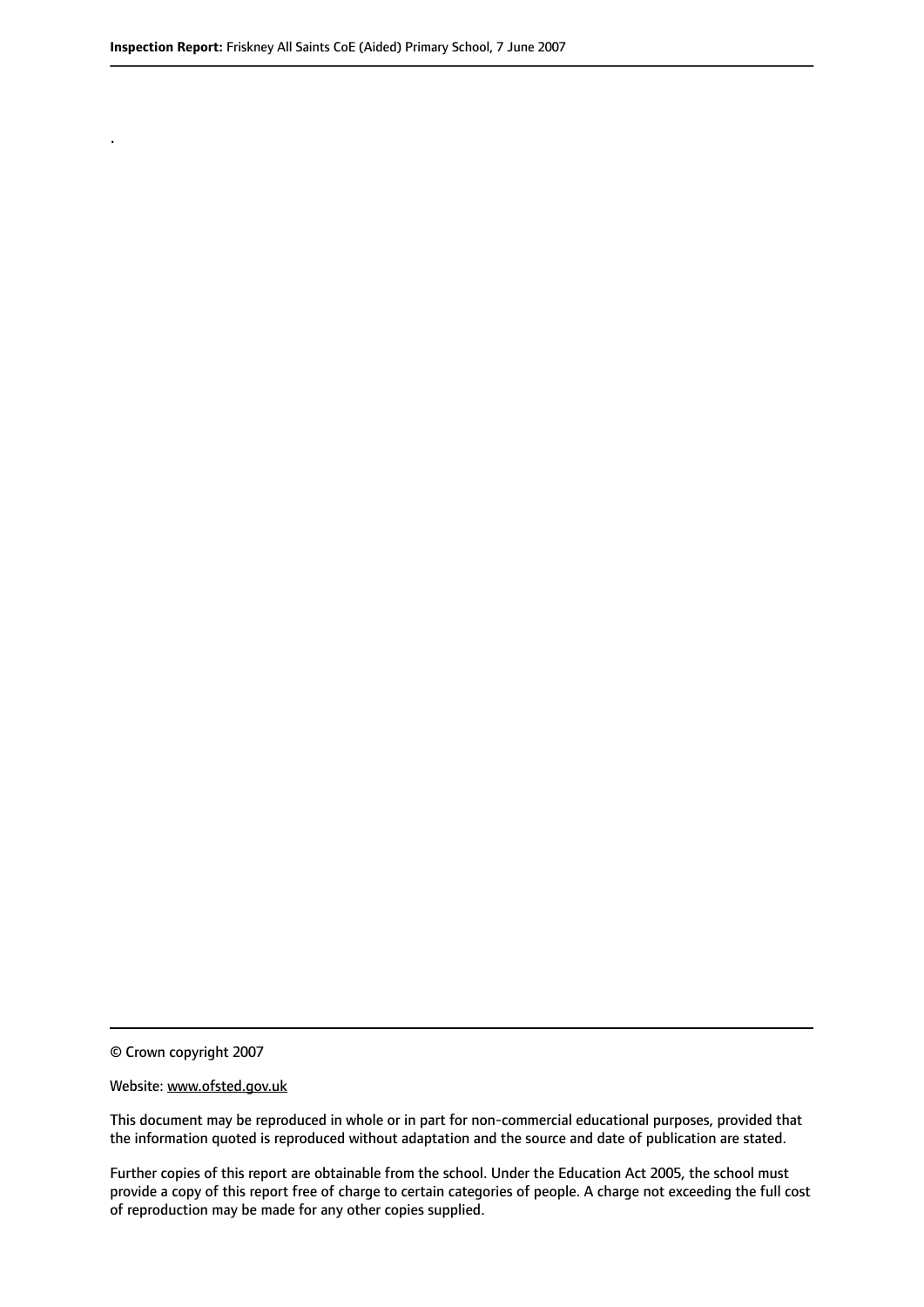.

© Crown copyright 2007

Website: www.ofsted.gov.uk

This document may be reproduced in whole or in part for non-commercial educational purposes, provided that the information quoted is reproduced without adaptation and the source and date of publication are stated.

Further copies of this report are obtainable from the school. Under the Education Act 2005, the school must provide a copy of this report free of charge to certain categories of people. A charge not exceeding the full cost of reproduction may be made for any other copies supplied.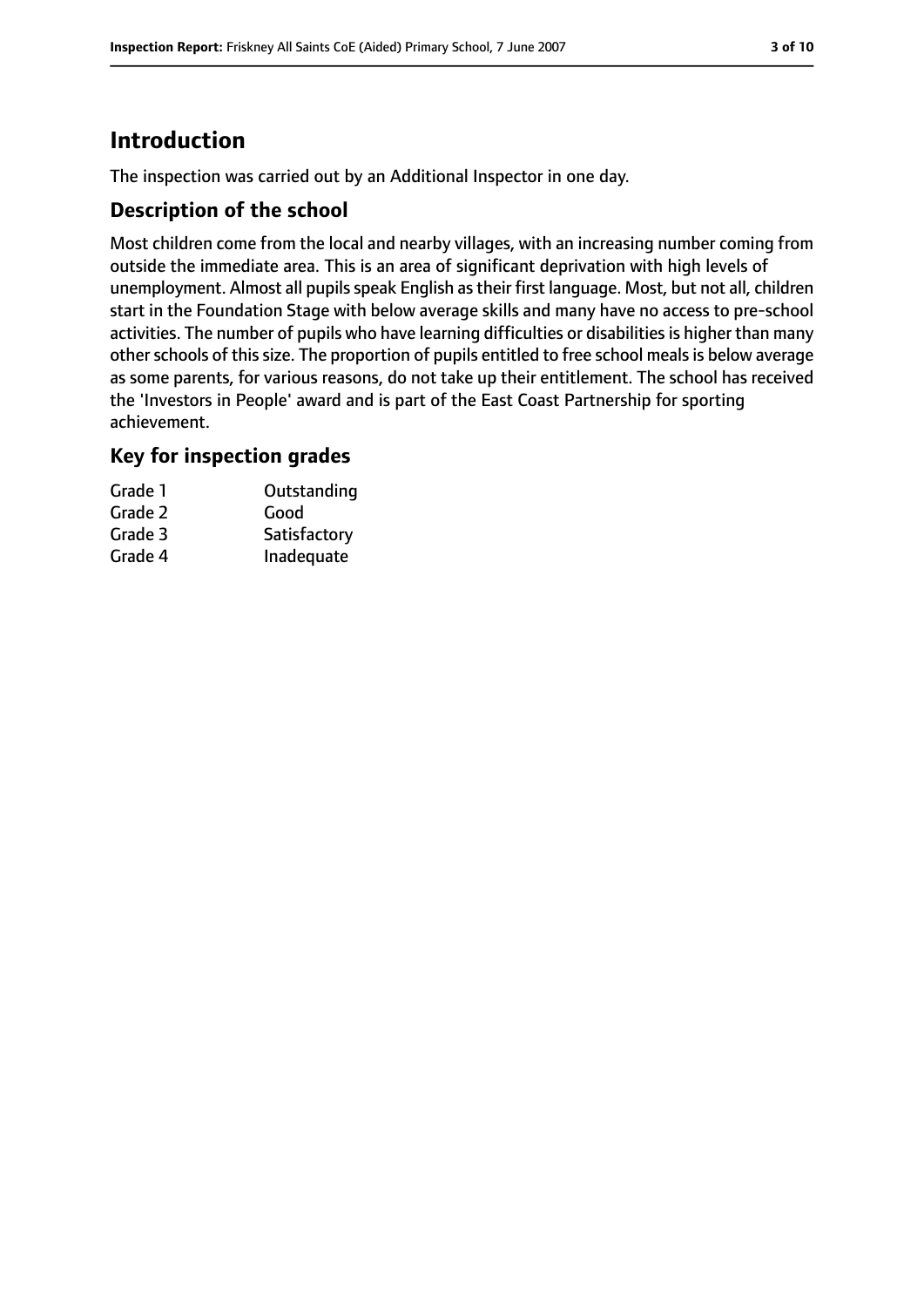# Introduction

The inspection was carried out by an Additional Inspector in one day.

## Description of the school

Most children come from the local and nearby villages, with an increasing number coming from outside the immediate area. This is an area of significant deprivation with high levels of unemployment. Almost all pupils speak English as their first language. Most, but not all, children start in the Foundation Stage with below average skills and many have no access to pre-school activities. The number of pupils who have learning difficulties or disabilities is higher than many other schools of this size. The proportion of pupils entitled to free school meals is below average as some parents, for various reasons, do not take up their entitlement. The school has received the 'Investors in People' award and is part of the East Coast Partnership for sporting achievement.

## Key for inspection grades

| | |
|---|---|
| Grade 1 | Outstanding |
| Grade 2 | Good |
| Grade 3 | Satisfactory |
| Grade 4 | Inadequate |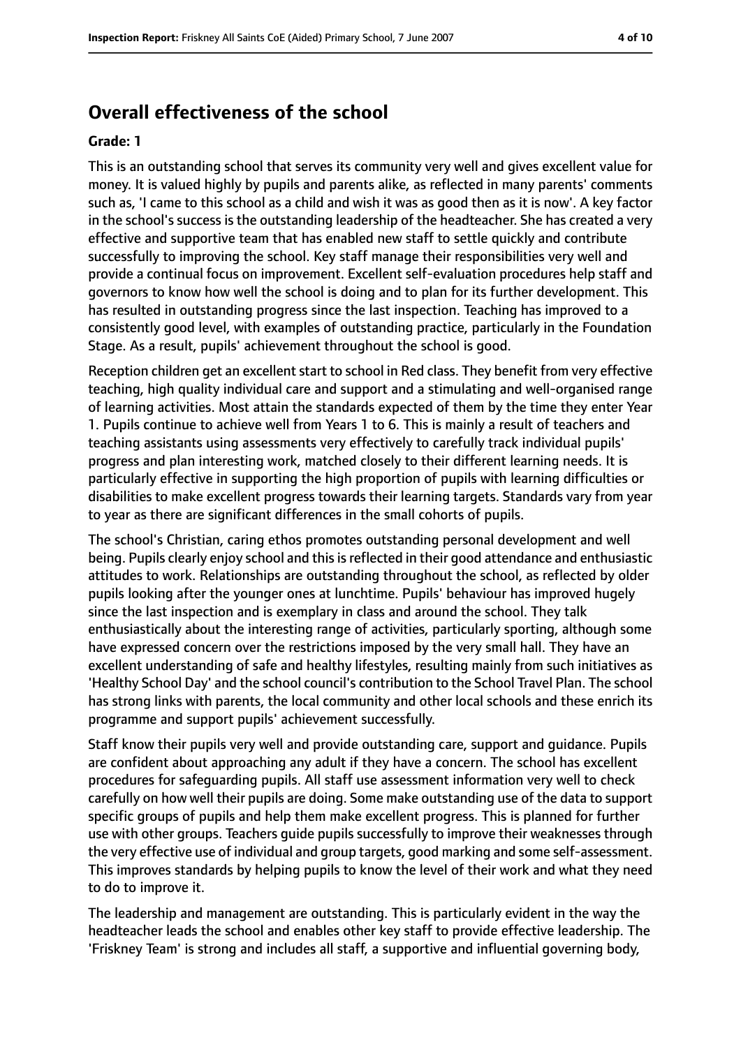## Overall effectiveness of the school

**Grade: 1**

This is an outstanding school that serves its community very well and gives excellent value for money. It is valued highly by pupils and parents alike, as reflected in many parents' comments such as, 'I came to this school as a child and wish it was as good then as it is now'. A key factor in the school's success is the outstanding leadership of the headteacher. She has created a very effective and supportive team that has enabled new staff to settle quickly and contribute successfully to improving the school. Key staff manage their responsibilities very well and provide a continual focus on improvement. Excellent self-evaluation procedures help staff and governors to know how well the school is doing and to plan for its further development. This has resulted in outstanding progress since the last inspection. Teaching has improved to a consistently good level, with examples of outstanding practice, particularly in the Foundation Stage. As a result, pupils' achievement throughout the school is good.

Reception children get an excellent start to school in Red class. They benefit from very effective teaching, high quality individual care and support and a stimulating and well-organised range of learning activities. Most attain the standards expected of them by the time they enter Year 1. Pupils continue to achieve well from Years 1 to 6. This is mainly a result of teachers and teaching assistants using assessments very effectively to carefully track individual pupils' progress and plan interesting work, matched closely to their different learning needs. It is particularly effective in supporting the high proportion of pupils with learning difficulties or disabilities to make excellent progress towards their learning targets. Standards vary from year to year as there are significant differences in the small cohorts of pupils.

The school's Christian, caring ethos promotes outstanding personal development and well being. Pupils clearly enjoy school and this is reflected in their good attendance and enthusiastic attitudes to work. Relationships are outstanding throughout the school, as reflected by older pupils looking after the younger ones at lunchtime. Pupils' behaviour has improved hugely since the last inspection and is exemplary in class and around the school. They talk enthusiastically about the interesting range of activities, particularly sporting, although some have expressed concern over the restrictions imposed by the very small hall. They have an excellent understanding of safe and healthy lifestyles, resulting mainly from such initiatives as 'Healthy School Day' and the school council's contribution to the School Travel Plan. The school has strong links with parents, the local community and other local schools and these enrich its programme and support pupils' achievement successfully.

Staff know their pupils very well and provide outstanding care, support and guidance. Pupils are confident about approaching any adult if they have a concern. The school has excellent procedures for safeguarding pupils. All staff use assessment information very well to check carefully on how well their pupils are doing. Some make outstanding use of the data to support specific groups of pupils and help them make excellent progress. This is planned for further use with other groups. Teachers guide pupils successfully to improve their weaknesses through the very effective use of individual and group targets, good marking and some self-assessment. This improves standards by helping pupils to know the level of their work and what they need to do to improve it.

The leadership and management are outstanding. This is particularly evident in the way the headteacher leads the school and enables other key staff to provide effective leadership. The 'Friskney Team' is strong and includes all staff, a supportive and influential governing body,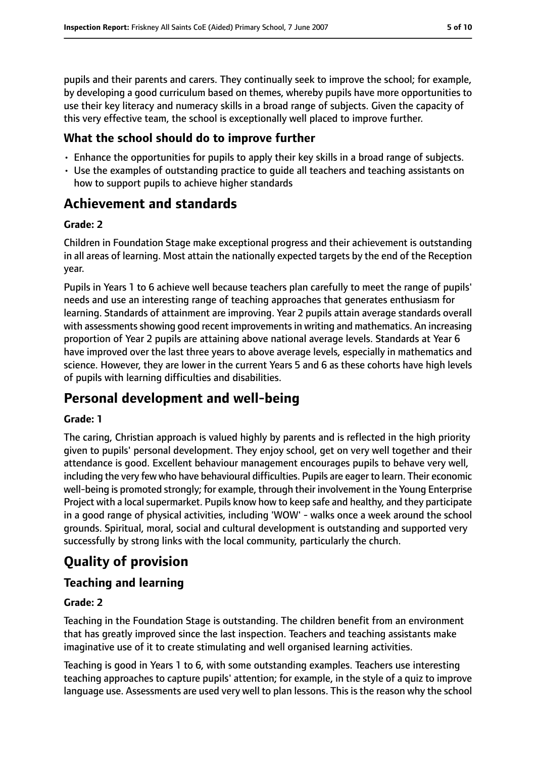pupils and their parents and carers. They continually seek to improve the school; for example, by developing a good curriculum based on themes, whereby pupils have more opportunities to use their key literacy and numeracy skills in a broad range of subjects. Given the capacity of this very effective team, the school is exceptionally well placed to improve further.

### What the school should do to improve further

- Enhance the opportunities for pupils to apply their key skills in a broad range of subjects.
- Use the examples of outstanding practice to guide all teachers and teaching assistants on how to support pupils to achieve higher standards

## Achievement and standards

**Grade: 2**

Children in Foundation Stage make exceptional progress and their achievement is outstanding in all areas of learning. Most attain the nationally expected targets by the end of the Reception year.

Pupils in Years 1 to 6 achieve well because teachers plan carefully to meet the range of pupils' needs and use an interesting range of teaching approaches that generates enthusiasm for learning. Standards of attainment are improving. Year 2 pupils attain average standards overall with assessments showing good recent improvements in writing and mathematics. An increasing proportion of Year 2 pupils are attaining above national average levels. Standards at Year 6 have improved over the last three years to above average levels, especially in mathematics and science. However, they are lower in the current Years 5 and 6 as these cohorts have high levels of pupils with learning difficulties and disabilities.

## Personal development and well-being

**Grade: 1**

The caring, Christian approach is valued highly by parents and is reflected in the high priority given to pupils' personal development. They enjoy school, get on very well together and their attendance is good. Excellent behaviour management encourages pupils to behave very well, including the very few who have behavioural difficulties. Pupils are eager to learn. Their economic well-being is promoted strongly; for example, through their involvement in the Young Enterprise Project with a local supermarket. Pupils know how to keep safe and healthy, and they participate in a good range of physical activities, including 'WOW' - walks once a week around the school grounds. Spiritual, moral, social and cultural development is outstanding and supported very successfully by strong links with the local community, particularly the church.

## Quality of provision

### Teaching and learning

**Grade: 2**

Teaching in the Foundation Stage is outstanding. The children benefit from an environment that has greatly improved since the last inspection. Teachers and teaching assistants make imaginative use of it to create stimulating and well organised learning activities.

Teaching is good in Years 1 to 6, with some outstanding examples. Teachers use interesting teaching approaches to capture pupils' attention; for example, in the style of a quiz to improve language use. Assessments are used very well to plan lessons. This is the reason why the school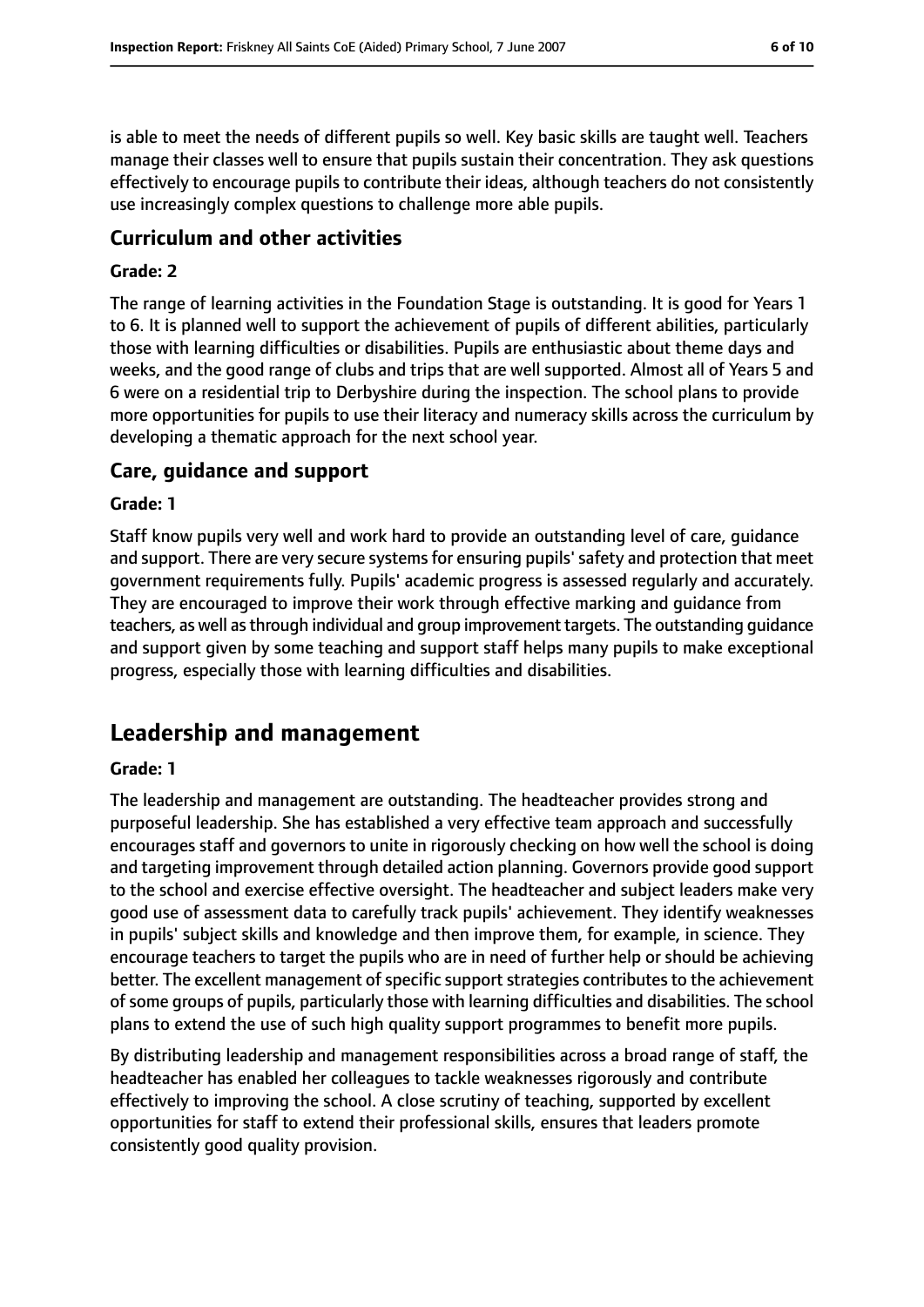is able to meet the needs of different pupils so well. Key basic skills are taught well. Teachers manage their classes well to ensure that pupils sustain their concentration. They ask questions effectively to encourage pupils to contribute their ideas, although teachers do not consistently use increasingly complex questions to challenge more able pupils.

### Curriculum and other activities

#### Grade: 2

The range of learning activities in the Foundation Stage is outstanding. It is good for Years 1 to 6. It is planned well to support the achievement of pupils of different abilities, particularly those with learning difficulties or disabilities. Pupils are enthusiastic about theme days and weeks, and the good range of clubs and trips that are well supported. Almost all of Years 5 and 6 were on a residential trip to Derbyshire during the inspection. The school plans to provide more opportunities for pupils to use their literacy and numeracy skills across the curriculum by developing a thematic approach for the next school year.

### Care, guidance and support

#### Grade: 1

Staff know pupils very well and work hard to provide an outstanding level of care, guidance and support. There are very secure systems for ensuring pupils' safety and protection that meet government requirements fully. Pupils' academic progress is assessed regularly and accurately. They are encouraged to improve their work through effective marking and guidance from teachers, as well as through individual and group improvement targets. The outstanding guidance and support given by some teaching and support staff helps many pupils to make exceptional progress, especially those with learning difficulties and disabilities.

## Leadership and management

#### Grade: 1

The leadership and management are outstanding. The headteacher provides strong and purposeful leadership. She has established a very effective team approach and successfully encourages staff and governors to unite in rigorously checking on how well the school is doing and targeting improvement through detailed action planning. Governors provide good support to the school and exercise effective oversight. The headteacher and subject leaders make very good use of assessment data to carefully track pupils' achievement. They identify weaknesses in pupils' subject skills and knowledge and then improve them, for example, in science. They encourage teachers to target the pupils who are in need of further help or should be achieving better. The excellent management of specific support strategies contributes to the achievement of some groups of pupils, particularly those with learning difficulties and disabilities. The school plans to extend the use of such high quality support programmes to benefit more pupils.

By distributing leadership and management responsibilities across a broad range of staff, the headteacher has enabled her colleagues to tackle weaknesses rigorously and contribute effectively to improving the school. A close scrutiny of teaching, supported by excellent opportunities for staff to extend their professional skills, ensures that leaders promote consistently good quality provision.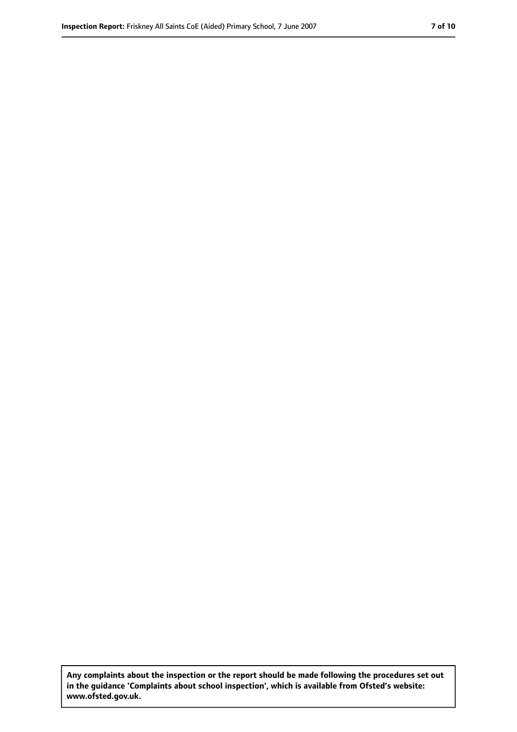**Any complaints about the inspection or the report should be made following the procedures set out in the guidance 'Complaints about school inspection', which is available from Ofsted's website: www.ofsted.gov.uk.**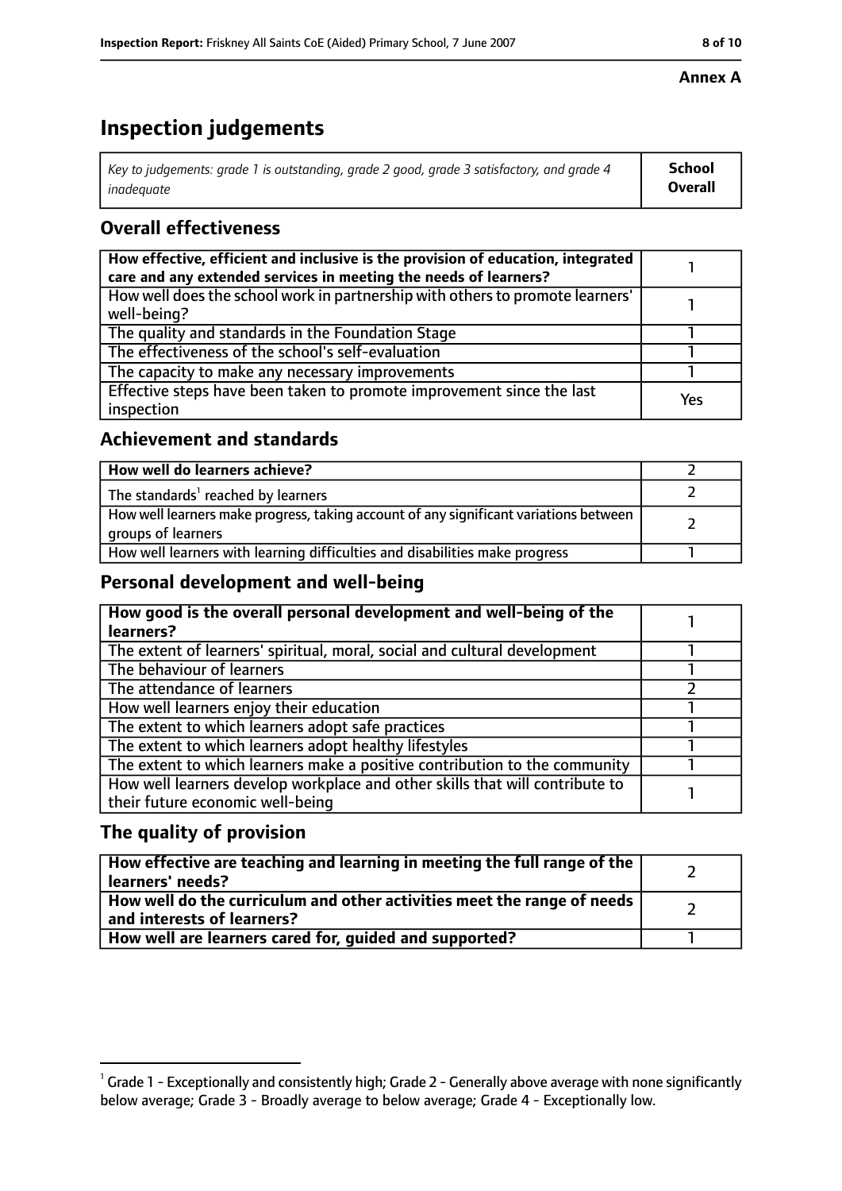**Annex A**

# Inspection judgements

| *Key to judgements: grade 1 is outstanding, grade 2 good, grade 3 satisfactory, and grade 4 inadequate* | **School Overall** |
|---|---|

## Overall effectiveness

| | |
|---|---|
| **How effective, efficient and inclusive is the provision of education, integrated care and any extended services in meeting the needs of learners?** | 1 |
| How well does the school work in partnership with others to promote learners' well-being? | 1 |
| The quality and standards in the Foundation Stage | 1 |
| The effectiveness of the school's self-evaluation | 1 |
| The capacity to make any necessary improvements | 1 |
| Effective steps have been taken to promote improvement since the last inspection | Yes |

## Achievement and standards

| | |
|---|---|
| **How well do learners achieve?** | 2 |
| The standards[1] reached by learners | 2 |
| How well learners make progress, taking account of any significant variations between groups of learners | 2 |
| How well learners with learning difficulties and disabilities make progress | 1 |

## Personal development and well-being

| | |
|---|---|
| **How good is the overall personal development and well-being of the learners?** | 1 |
| The extent of learners' spiritual, moral, social and cultural development | 1 |
| The behaviour of learners | 1 |
| The attendance of learners | 2 |
| How well learners enjoy their education | 1 |
| The extent to which learners adopt safe practices | 1 |
| The extent to which learners adopt healthy lifestyles | 1 |
| The extent to which learners make a positive contribution to the community | 1 |
| How well learners develop workplace and other skills that will contribute to their future economic well-being | 1 |

## The quality of provision

| | |
|---|---|
| **How effective are teaching and learning in meeting the full range of the learners' needs?** | 2 |
| **How well do the curriculum and other activities meet the range of needs and interests of learners?** | 2 |
| **How well are learners cared for, guided and supported?** | 1 |

[1] Grade 1 - Exceptionally and consistently high; Grade 2 - Generally above average with none significantly below average; Grade 3 - Broadly average to below average; Grade 4 - Exceptionally low.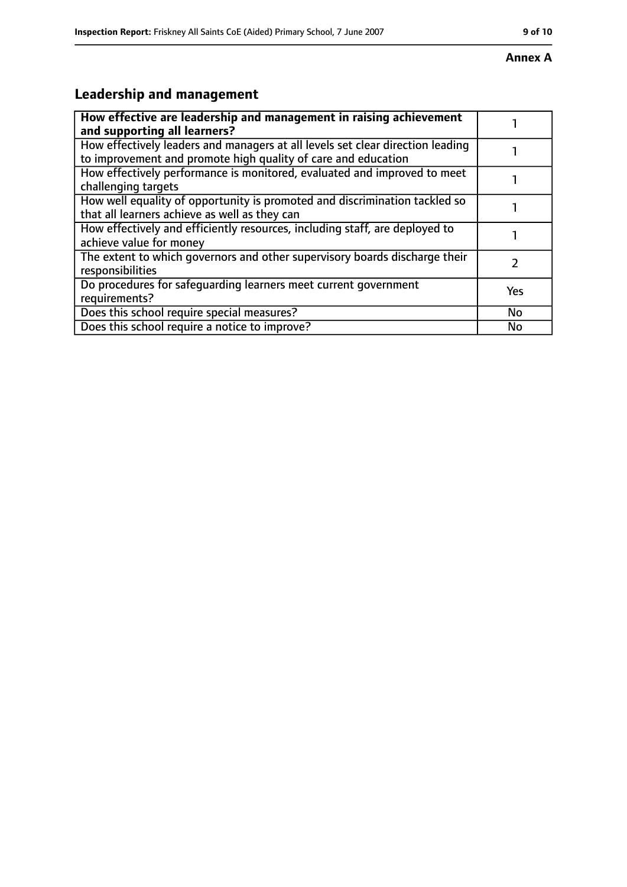**Annex A**

## Leadership and management

| **How effective are leadership and management in raising achievement and supporting all learners?** | 1 |
|---|---|
| How effectively leaders and managers at all levels set clear direction leading to improvement and promote high quality of care and education | 1 |
| How effectively performance is monitored, evaluated and improved to meet challenging targets | 1 |
| How well equality of opportunity is promoted and discrimination tackled so that all learners achieve as well as they can | 1 |
| How effectively and efficiently resources, including staff, are deployed to achieve value for money | 1 |
| The extent to which governors and other supervisory boards discharge their responsibilities | 2 |
| Do procedures for safeguarding learners meet current government requirements? | Yes |
| Does this school require special measures? | No |
| Does this school require a notice to improve? | No |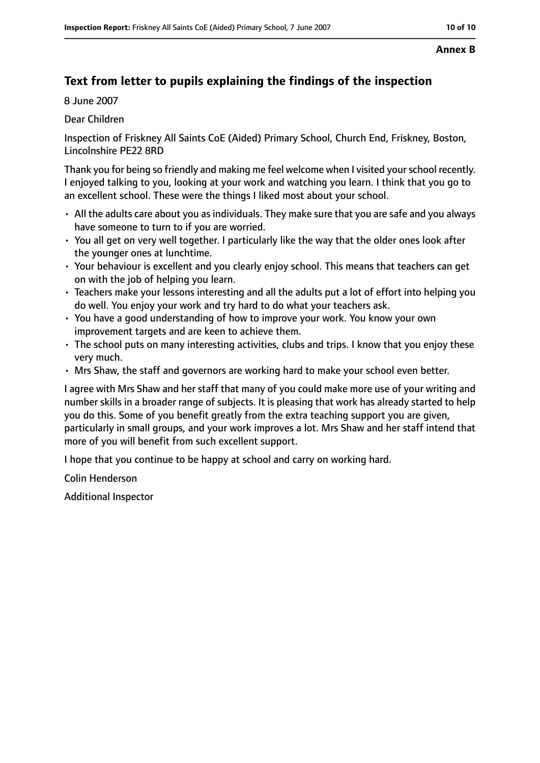**Annex B**

## Text from letter to pupils explaining the findings of the inspection

8 June 2007

Dear Children

Inspection of Friskney All Saints CoE (Aided) Primary School, Church End, Friskney, Boston, Lincolnshire PE22 8RD

Thank you for being so friendly and making me feel welcome when I visited your school recently. I enjoyed talking to you, looking at your work and watching you learn. I think that you go to an excellent school. These were the things I liked most about your school.

- All the adults care about you as individuals. They make sure that you are safe and you always have someone to turn to if you are worried.
- You all get on very well together. I particularly like the way that the older ones look after the younger ones at lunchtime.
- Your behaviour is excellent and you clearly enjoy school. This means that teachers can get on with the job of helping you learn.
- Teachers make your lessons interesting and all the adults put a lot of effort into helping you do well. You enjoy your work and try hard to do what your teachers ask.
- You have a good understanding of how to improve your work. You know your own improvement targets and are keen to achieve them.
- The school puts on many interesting activities, clubs and trips. I know that you enjoy these very much.
- Mrs Shaw, the staff and governors are working hard to make your school even better.

I agree with Mrs Shaw and her staff that many of you could make more use of your writing and number skills in a broader range of subjects. It is pleasing that work has already started to help you do this. Some of you benefit greatly from the extra teaching support you are given, particularly in small groups, and your work improves a lot. Mrs Shaw and her staff intend that more of you will benefit from such excellent support.

I hope that you continue to be happy at school and carry on working hard.

Colin Henderson

Additional Inspector